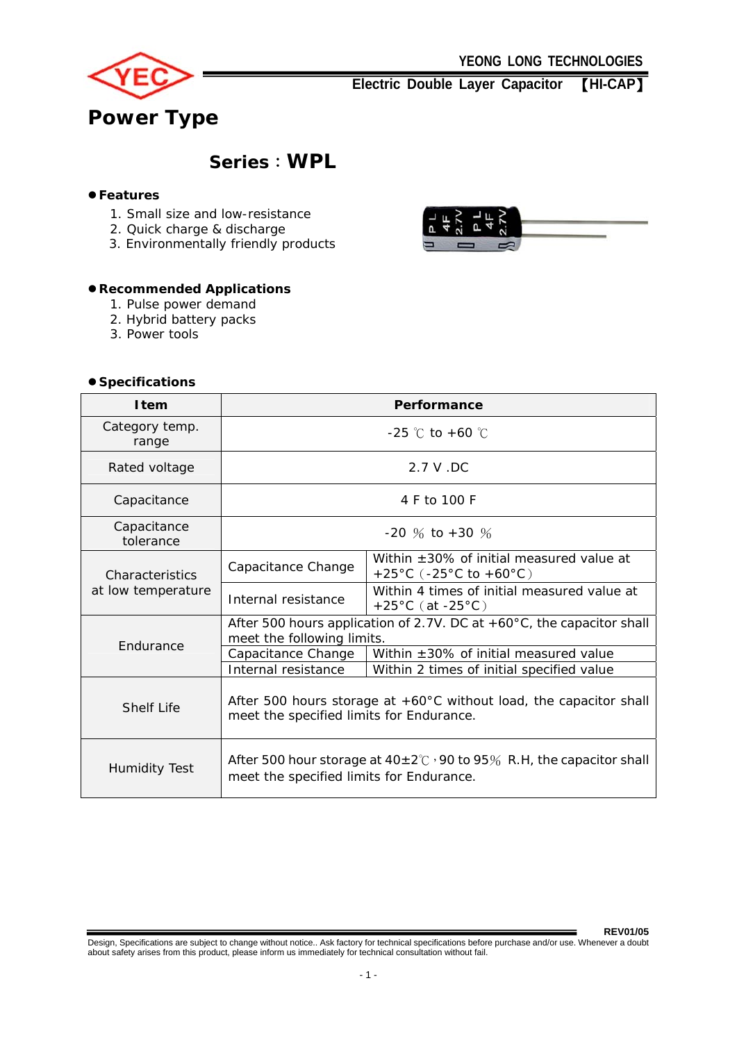YEONG LONG TECHNOLOGIES

Electric Double Layer Capacitor 【HI-CAP】

# Power Type

## Series：WPL

### ● Features

1. Small size and low-resistance
2. Quick charge & discharge
3. Environmentally friendly products

### ● Recommended Applications

1. Pulse power demand
2. Hybrid battery packs
3. Power tools

### ● Specifications

| Item | Performance | |
|---|---|---|
| Category temp. range | -25 ℃ to +60 ℃ | |
| Rated voltage | 2.7 V .DC | |
| Capacitance | 4 F to 100 F | |
| Capacitance tolerance | -20 ％ to +30 ％ | |
| Characteristics at low temperature | Capacitance Change | Within ±30% of initial measured value at +25°C（-25°C to +60°C） |
| | Internal resistance | Within 4 times of initial measured value at +25°C（at -25°C） |
| Endurance | After 500 hours application of 2.7V. DC at +60°C, the capacitor shall meet the following limits. | |
| | Capacitance Change | Within ±30% of initial measured value |
| | Internal resistance | Within 2 times of initial specified value |
| Shelf Life | After 500 hours storage at +60°C without load, the capacitor shall meet the specified limits for Endurance. | |
| Humidity Test | After 500 hour storage at 40±2℃，90 to 95％ R.H, the capacitor shall meet the specified limits for Endurance. | |

REV01/05

Design, Specifications are subject to change without notice.. Ask factory for technical specifications before purchase and/or use. Whenever a doubt about safety arises from this product, please inform us immediately for technical consultation without fail.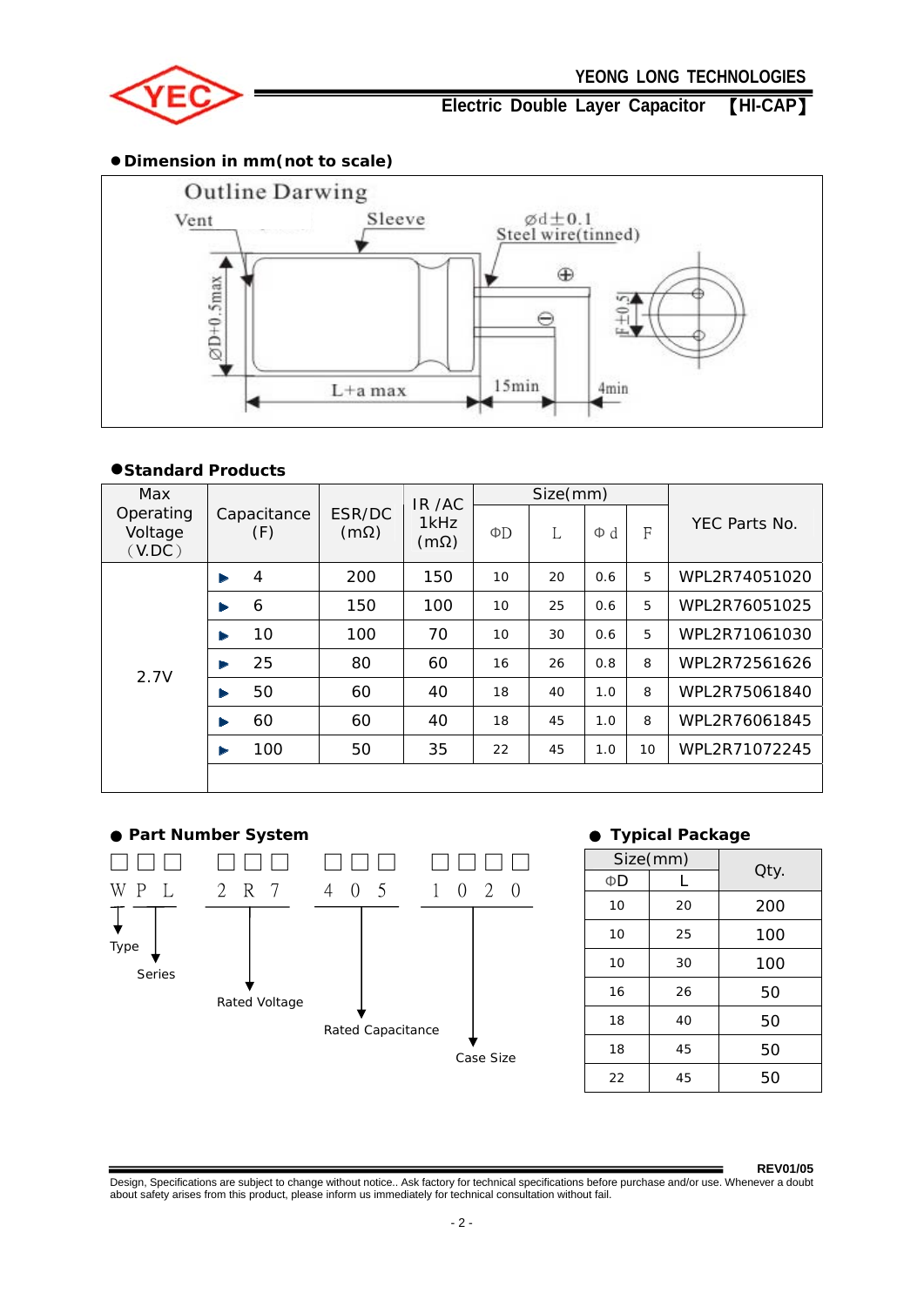YEONG LONG TECHNOLOGIES

Electric Double Layer Capacitor 【HI-CAP】

## ● Dimension in mm(not to scale)

Outline Darwing

Vent

Sleeve

⌀d±0.1
Steel wire(tinned)

⌀D+0.5max

L+a max

15min

4min

F±0.5

## ● Standard Products

| Max Operating Voltage (V.DC) | Capacitance (F) | ESR/DC (mΩ) | IR /AC 1kHz (mΩ) | Size(mm) | | | | YEC Parts No. |
|---|---|---|---|---|---|---|---|---|
| | | | | ΦD | L | Φ d | F | |
| 2.7V | ▶ 4 | 200 | 150 | 10 | 20 | 0.6 | 5 | WPL2R74051020 |
| | ▶ 6 | 150 | 100 | 10 | 25 | 0.6 | 5 | WPL2R76051025 |
| | ▶ 10 | 100 | 70 | 10 | 30 | 0.6 | 5 | WPL2R71061030 |
| | ▶ 25 | 80 | 60 | 16 | 26 | 0.8 | 8 | WPL2R72561626 |
| | ▶ 50 | 60 | 40 | 18 | 40 | 1.0 | 8 | WPL2R75061840 |
| | ▶ 60 | 60 | 40 | 18 | 45 | 1.0 | 8 | WPL2R76061845 |
| | ▶ 100 | 50 | 35 | 22 | 45 | 1.0 | 10 | WPL2R71072245 |

## ● Part Number System

W P L — 2 R 7 — 4 0 5 — 1 0 2 0

- W: Type
- P L: Series
- 2 R 7: Rated Voltage
- 4 0 5: Rated Capacitance
- 1 0 2 0: Case Size

## ● Typical Package

| Size(mm) | | Qty. |
|---|---|---|
| ΦD | L | |
| 10 | 20 | 200 |
| 10 | 25 | 100 |
| 10 | 30 | 100 |
| 16 | 26 | 50 |
| 18 | 40 | 50 |
| 18 | 45 | 50 |
| 22 | 45 | 50 |

REV01/05

Design, Specifications are subject to change without notice.. Ask factory for technical specifications before purchase and/or use. Whenever a doubt about safety arises from this product, please inform us immediately for technical consultation without fail.